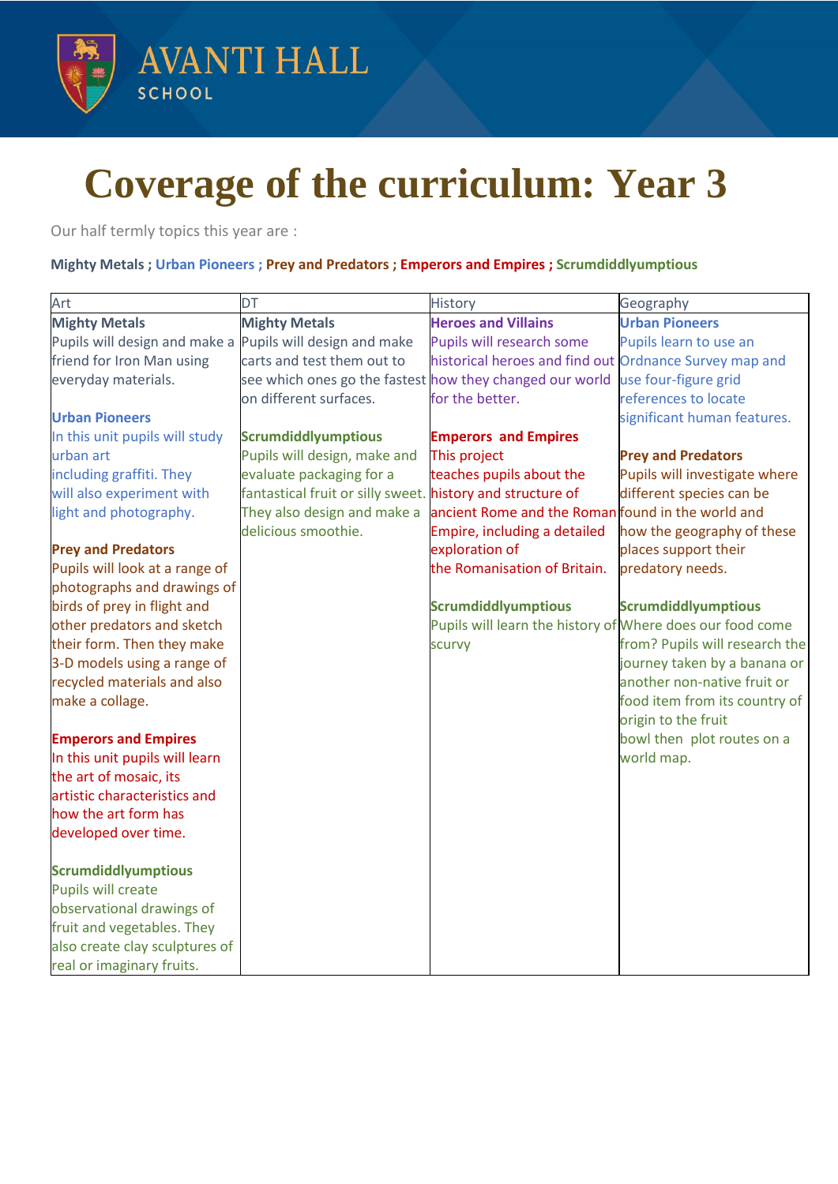AVANTI HALL SCHOOL

# Coverage of the curriculum: Year 3

Our half termly topics this year are :

**Mighty Metals ; Urban Pioneers ; Prey and Predators ; Emperors and Empires ; Scrumdiddlyumptious**

| Art | DT | History | Geography |
|---|---|---|---|
| **Mighty Metals**<br>Pupils will design and make a friend for Iron Man using everyday materials.<br><br>**Urban Pioneers**<br>In this unit pupils will study urban art including graffiti. They will also experiment with light and photography.<br><br>**Prey and Predators**<br>Pupils will look at a range of photographs and drawings of birds of prey in flight and other predators and sketch their form. Then they make 3-D models using a range of recycled materials and also make a collage.<br><br>**Emperors and Empires**<br>In this unit pupils will learn the art of mosaic, its artistic characteristics and how the art form has developed over time.<br><br>**Scrumdiddlyumptious**<br>Pupils will create observational drawings of fruit and vegetables. They also create clay sculptures of real or imaginary fruits. | **Mighty Metals**<br>Pupils will design and make carts and test them out to see which ones go the fastest on different surfaces.<br><br>**Scrumdiddlyumptious**<br>Pupils will design, make and evaluate packaging for a fantastical fruit or silly sweet. They also design and make a delicious smoothie. | **Heroes and Villains**<br>Pupils will research some historical heroes and find out how they changed our world for the better.<br><br>**Emperors and Empires**<br>This project teaches pupils about the history and structure of ancient Rome and the Roman Empire, including a detailed exploration of the Romanisation of Britain.<br><br>**Scrumdiddlyumptious**<br>Pupils will learn the history of scurvy | **Urban Pioneers**<br>Pupils learn to use an Ordnance Survey map and use four-figure grid references to locate significant human features.<br><br>**Prey and Predators**<br>Pupils will investigate where different species can be found in the world and how the geography of these places support their predatory needs.<br><br>**Scrumdiddlyumptious**<br>Where does our food come from? Pupils will research the journey taken by a banana or another non-native fruit or food item from its country of origin to the fruit bowl then plot routes on a world map. |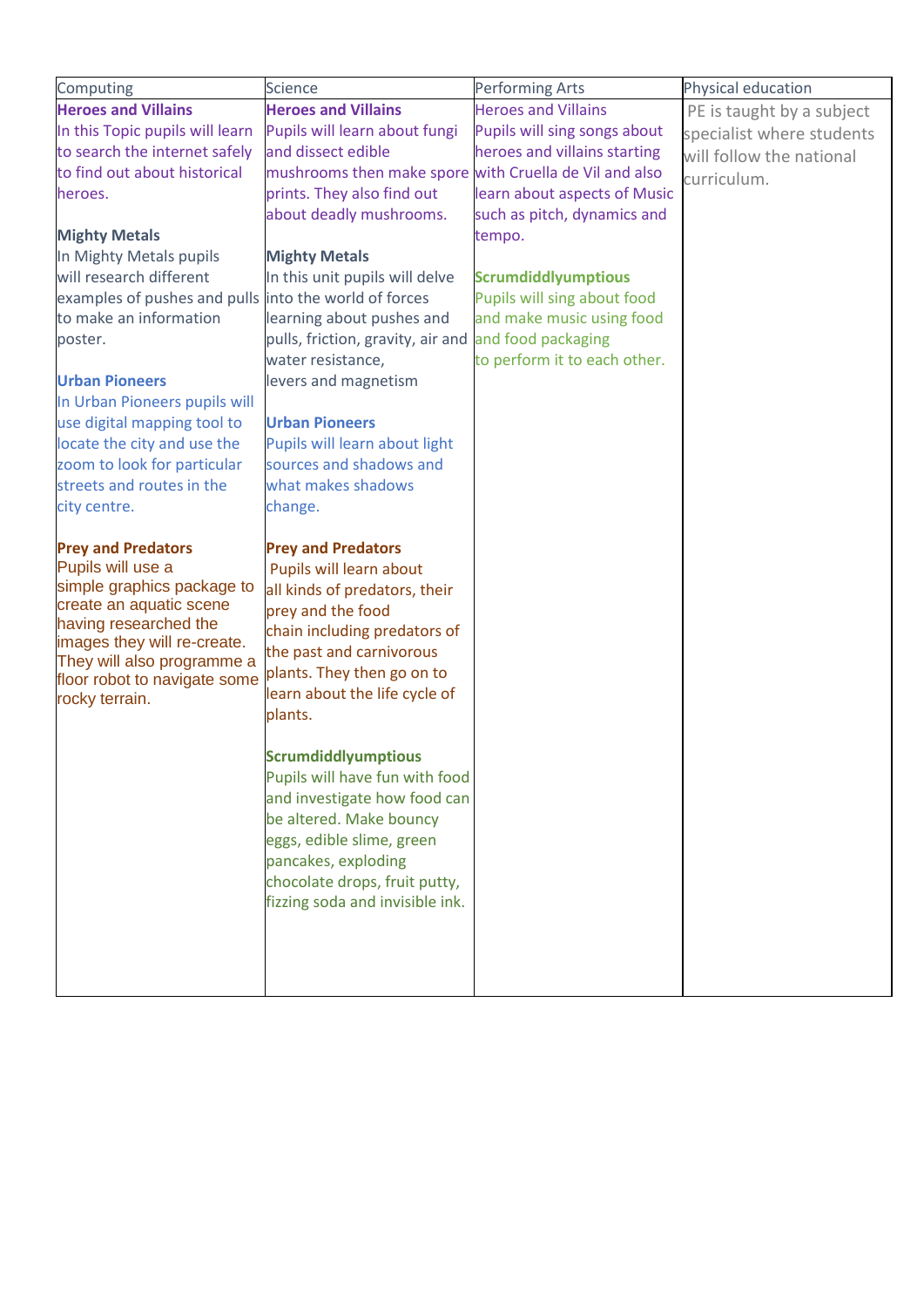| Computing | Science | Performing Arts | Physical education |
|---|---|---|---|
| **Heroes and Villains**<br>In this Topic pupils will learn to search the internet safely to find out about historical heroes.<br><br>**Mighty Metals**<br>In Mighty Metals pupils will research different examples of pushes and pulls to make an information poster.<br><br>**Urban Pioneers**<br>In Urban Pioneers pupils will use digital mapping tool to locate the city and use the zoom to look for particular streets and routes in the city centre.<br><br>**Prey and Predators**<br>Pupils will use a simple graphics package to create an aquatic scene having researched the images they will re-create. They will also programme a floor robot to navigate some rocky terrain. | **Heroes and Villains**<br>Pupils will learn about fungi and dissect edible mushrooms then make spore prints. They also find out about deadly mushrooms.<br><br>**Mighty Metals**<br>In this unit pupils will delve into the world of forces learning about pushes and pulls, friction, gravity, air and water resistance, levers and magnetism<br><br>**Urban Pioneers**<br>Pupils will learn about light sources and shadows and what makes shadows change.<br><br>**Prey and Predators**<br>Pupils will learn about all kinds of predators, their prey and the food chain including predators of the past and carnivorous plants. They then go on to learn about the life cycle of plants.<br><br>**Scrumdiddlyumptious**<br>Pupils will have fun with food and investigate how food can be altered. Make bouncy eggs, edible slime, green pancakes, exploding chocolate drops, fruit putty, fizzing soda and invisible ink. | Heroes and Villains<br>Pupils will sing songs about heroes and villains starting with Cruella de Vil and also learn about aspects of Music such as pitch, dynamics and tempo.<br><br>**Scrumdiddlyumptious**<br>Pupils will sing about food and make music using food and food packaging to perform it to each other. | PE is taught by a subject specialist where students will follow the national curriculum. |